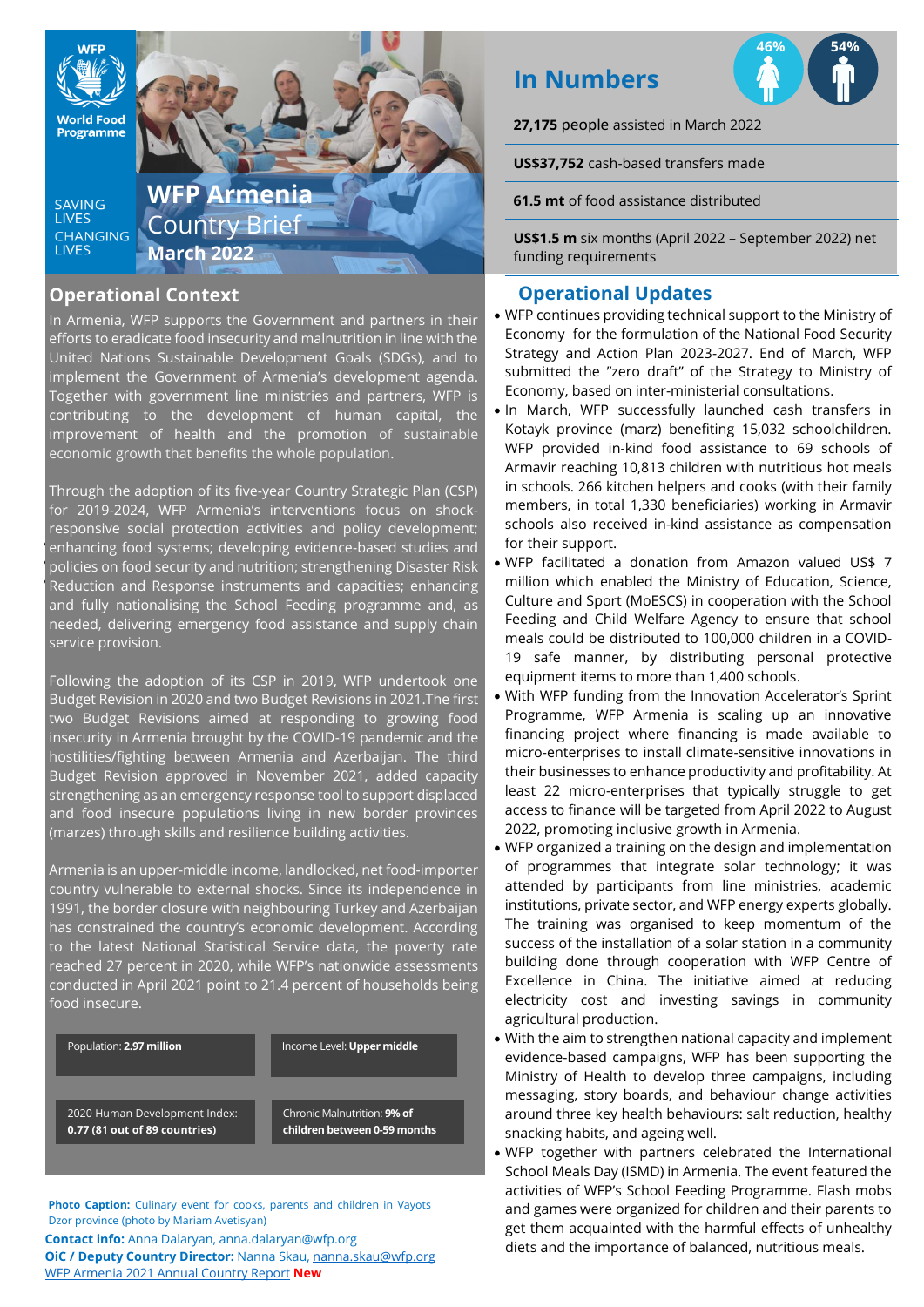WFP
World Food Programme

SAVING LIVES
CHANGING LIVES

# WFP Armenia Country Brief
**March 2022**

## Operational Context

In Armenia, WFP supports the Government and partners in their efforts to eradicate food insecurity and malnutrition in line with the United Nations Sustainable Development Goals (SDGs), and to implement the Government of Armenia's development agenda. Together with government line ministries and partners, WFP is contributing to the development of human capital, the improvement of health and the promotion of sustainable economic growth that benefits the whole population.

Through the adoption of its five-year Country Strategic Plan (CSP) for 2019-2024, WFP Armenia's interventions focus on shock-responsive social protection activities and policy development; enhancing food systems; developing evidence-based studies and policies on food security and nutrition; strengthening Disaster Risk Reduction and Response instruments and capacities; enhancing and fully nationalising the School Feeding programme and, as needed, delivering emergency food assistance and supply chain service provision.

Following the adoption of its CSP in 2019, WFP undertook one Budget Revision in 2020 and two Budget Revisions in 2021.The first two Budget Revisions aimed at responding to growing food insecurity in Armenia brought by the COVID-19 pandemic and the hostilities/fighting between Armenia and Azerbaijan. The third Budget Revision approved in November 2021, added capacity strengthening as an emergency response tool to support displaced and food insecure populations living in new border provinces (marzes) through skills and resilience building activities.

Armenia is an upper-middle income, landlocked, net food-importer country vulnerable to external shocks. Since its independence in 1991, the border closure with neighbouring Turkey and Azerbaijan has constrained the country's economic development. According to the latest National Statistical Service data, the poverty rate reached 27 percent in 2020, while WFP's nationwide assessments conducted in April 2021 point to 21.4 percent of households being food insecure.

| | |
|---|---|
| Population: **2.97 million** | Income Level: **Upper middle** |
| 2020 Human Development Index: **0.77 (81 out of 89 countries)** | Chronic Malnutrition: **9% of children between 0-59 months** |

**Photo Caption:** Culinary event for cooks, parents and children in Vayots Dzor province (photo by Mariam Avetisyan)

**Contact info:** Anna Dalaryan, anna.dalaryan@wfp.org

**OiC / Deputy Country Director:** Nanna Skau, nanna.skau@wfp.org

WFP Armenia 2021 Annual Country Report **New**

## In Numbers

46% 54%

**27,175** people assisted in March 2022

**US$37,752** cash-based transfers made

**61.5 mt** of food assistance distributed

**US$1.5 m** six months (April 2022 – September 2022) net funding requirements

## Operational Updates

- WFP continues providing technical support to the Ministry of Economy for the formulation of the National Food Security Strategy and Action Plan 2023-2027. End of March, WFP submitted the "zero draft" of the Strategy to Ministry of Economy, based on inter-ministerial consultations.
- In March, WFP successfully launched cash transfers in Kotayk province (marz) benefiting 15,032 schoolchildren. WFP provided in-kind food assistance to 69 schools of Armavir reaching 10,813 children with nutritious hot meals in schools. 266 kitchen helpers and cooks (with their family members, in total 1,330 beneficiaries) working in Armavir schools also received in-kind assistance as compensation for their support.
- WFP facilitated a donation from Amazon valued US$ 7 million which enabled the Ministry of Education, Science, Culture and Sport (MoESCS) in cooperation with the School Feeding and Child Welfare Agency to ensure that school meals could be distributed to 100,000 children in a COVID-19 safe manner, by distributing personal protective equipment items to more than 1,400 schools.
- With WFP funding from the Innovation Accelerator's Sprint Programme, WFP Armenia is scaling up an innovative financing project where financing is made available to micro-enterprises to install climate-sensitive innovations in their businesses to enhance productivity and profitability. At least 22 micro-enterprises that typically struggle to get access to finance will be targeted from April 2022 to August 2022, promoting inclusive growth in Armenia.
- WFP organized a training on the design and implementation of programmes that integrate solar technology; it was attended by participants from line ministries, academic institutions, private sector, and WFP energy experts globally. The training was organised to keep momentum of the success of the installation of a solar station in a community building done through cooperation with WFP Centre of Excellence in China. The initiative aimed at reducing electricity cost and investing savings in community agricultural production.
- With the aim to strengthen national capacity and implement evidence-based campaigns, WFP has been supporting the Ministry of Health to develop three campaigns, including messaging, story boards, and behaviour change activities around three key health behaviours: salt reduction, healthy snacking habits, and ageing well.
- WFP together with partners celebrated the International School Meals Day (ISMD) in Armenia. The event featured the activities of WFP's School Feeding Programme. Flash mobs and games were organized for children and their parents to get them acquainted with the harmful effects of unhealthy diets and the importance of balanced, nutritious meals.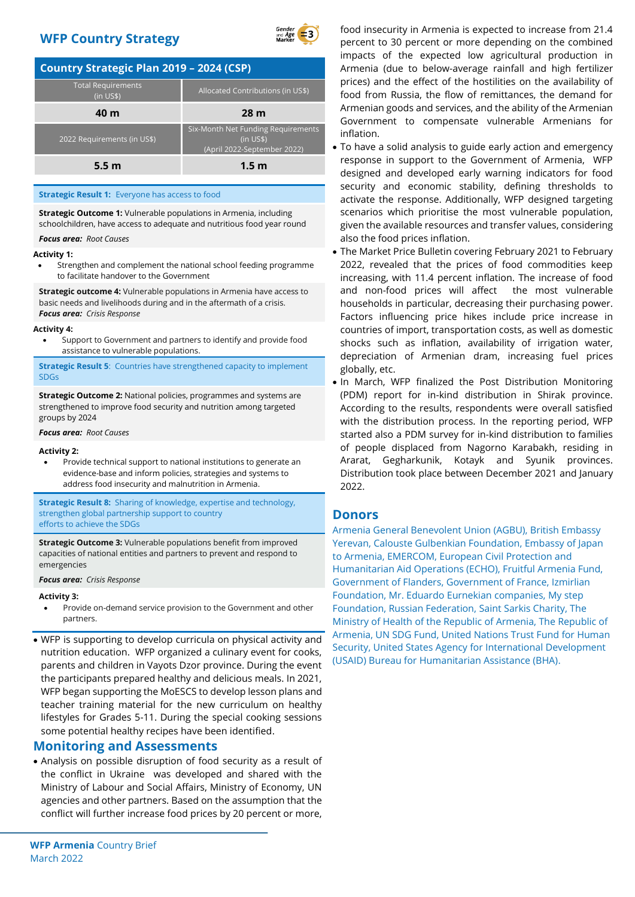## WFP Country Strategy

Gender and Age Marker =3

### Country Strategic Plan 2019 – 2024 (CSP)

| Total Requirements (in US$) | Allocated Contributions (in US$) |
|---|---|
| 40 m | 28 m |
| 2022 Requirements (in US$) | Six-Month Net Funding Requirements (in US$) (April 2022-September 2022) |
| 5.5 m | 1.5 m |

**Strategic Result 1:** Everyone has access to food

**Strategic Outcome 1:** Vulnerable populations in Armenia, including schoolchildren, have access to adequate and nutritious food year round

***Focus area:*** *Root Causes*

**Activity 1:**

- Strengthen and complement the national school feeding programme to facilitate handover to the Government

**Strategic outcome 4:** Vulnerable populations in Armenia have access to basic needs and livelihoods during and in the aftermath of a crisis.

***Focus area:*** *Crisis Response*

**Activity 4:**

- Support to Government and partners to identify and provide food assistance to vulnerable populations.

**Strategic Result 5**: Countries have strengthened capacity to implement SDGs

**Strategic Outcome 2:** National policies, programmes and systems are strengthened to improve food security and nutrition among targeted groups by 2024

***Focus area:*** *Root Causes*

**Activity 2:**

- Provide technical support to national institutions to generate an evidence-base and inform policies, strategies and systems to address food insecurity and malnutrition in Armenia.

**Strategic Result 8:** Sharing of knowledge, expertise and technology, strengthen global partnership support to country efforts to achieve the SDGs

**Strategic Outcome 3:** Vulnerable populations benefit from improved capacities of national entities and partners to prevent and respond to emergencies

***Focus area:*** *Crisis Response*

**Activity 3:**

- Provide on-demand service provision to the Government and other partners.

- WFP is supporting to develop curricula on physical activity and nutrition education. WFP organized a culinary event for cooks, parents and children in Vayots Dzor province. During the event the participants prepared healthy and delicious meals. In 2021, WFP began supporting the MoESCS to develop lesson plans and teacher training material for the new curriculum on healthy lifestyles for Grades 5-11. During the special cooking sessions some potential healthy recipes have been identified.

## Monitoring and Assessments

- Analysis on possible disruption of food security as a result of the conflict in Ukraine was developed and shared with the Ministry of Labour and Social Affairs, Ministry of Economy, UN agencies and other partners. Based on the assumption that the conflict will further increase food prices by 20 percent or more, food insecurity in Armenia is expected to increase from 21.4 percent to 30 percent or more depending on the combined impacts of the expected low agricultural production in Armenia (due to below-average rainfall and high fertilizer prices) and the effect of the hostilities on the availability of food from Russia, the flow of remittances, the demand for Armenian goods and services, and the ability of the Armenian Government to compensate vulnerable Armenians for inflation.
- To have a solid analysis to guide early action and emergency response in support to the Government of Armenia, WFP designed and developed early warning indicators for food security and economic stability, defining thresholds to activate the response. Additionally, WFP designed targeting scenarios which prioritise the most vulnerable population, given the available resources and transfer values, considering also the food prices inflation.
- The Market Price Bulletin covering February 2021 to February 2022, revealed that the prices of food commodities keep increasing, with 11.4 percent inflation. The increase of food and non-food prices will affect the most vulnerable households in particular, decreasing their purchasing power. Factors influencing price hikes include price increase in countries of import, transportation costs, as well as domestic shocks such as inflation, availability of irrigation water, depreciation of Armenian dram, increasing fuel prices globally, etc.
- In March, WFP finalized the Post Distribution Monitoring (PDM) report for in-kind distribution in Shirak province. According to the results, respondents were overall satisfied with the distribution process. In the reporting period, WFP started also a PDM survey for in-kind distribution to families of people displaced from Nagorno Karabakh, residing in Ararat, Gegharkunik, Kotayk and Syunik provinces. Distribution took place between December 2021 and January 2022.

## Donors

Armenia General Benevolent Union (AGBU), British Embassy Yerevan, Calouste Gulbenkian Foundation, Embassy of Japan to Armenia, EMERCOM, European Civil Protection and Humanitarian Aid Operations (ECHO), Fruitful Armenia Fund, Government of Flanders, Government of France, Izmirlian Foundation, Mr. Eduardo Eurnekian companies, My step Foundation, Russian Federation, Saint Sarkis Charity, The Ministry of Health of the Republic of Armenia, The Republic of Armenia, UN SDG Fund, United Nations Trust Fund for Human Security, United States Agency for International Development (USAID) Bureau for Humanitarian Assistance (BHA).